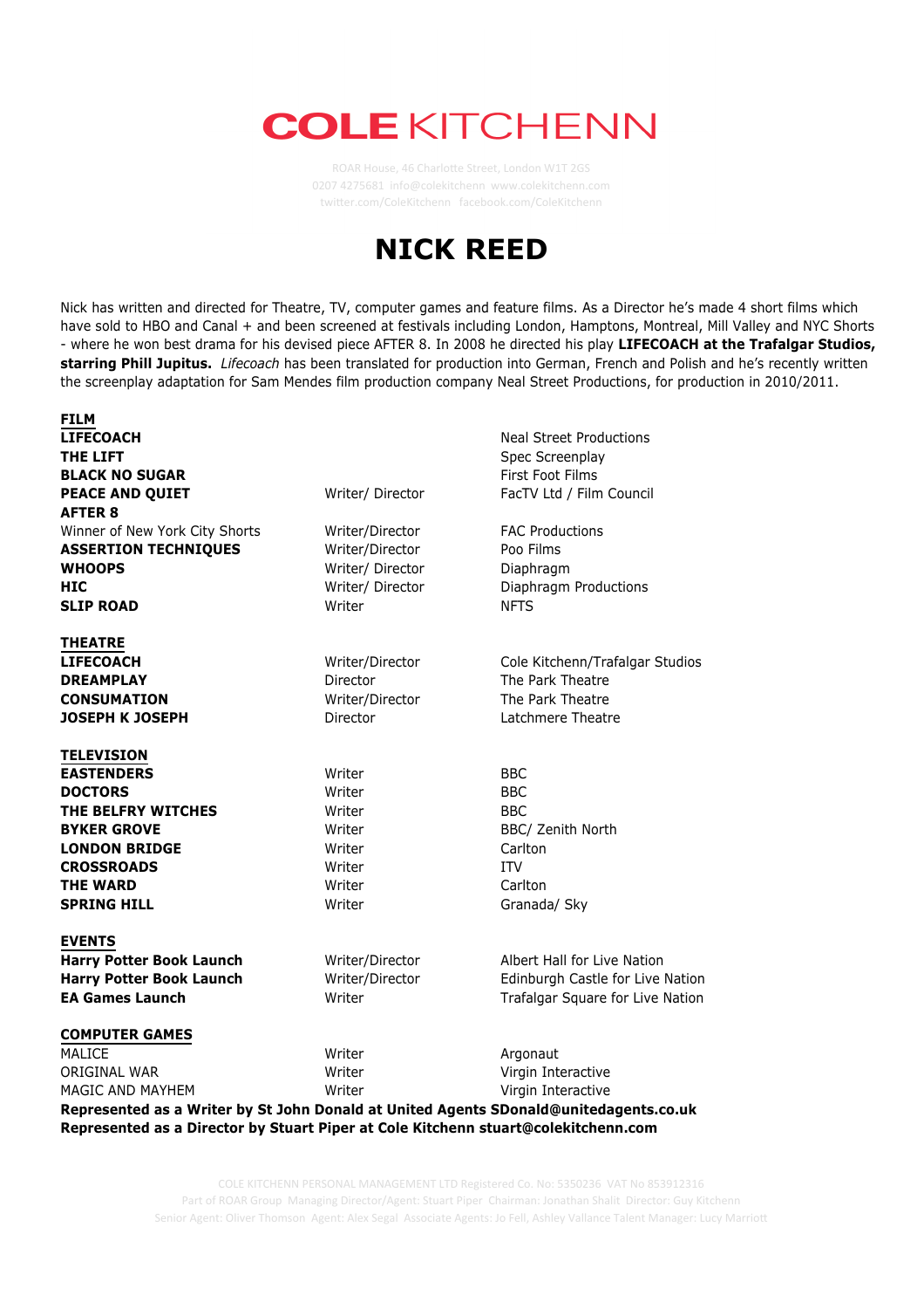# COLE KITCHENN

ROAR House, 46 Charlotte Street, London W1T 2GS
0207 4275681 info@colekitchenn www.colekitchenn.com
twitter.com/ColeKitchenn facebook.com/ColeKitchenn

# NICK REED

Nick has written and directed for Theatre, TV, computer games and feature films. As a Director he's made 4 short films which have sold to HBO and Canal + and been screened at festivals including London, Hamptons, Montreal, Mill Valley and NYC Shorts - where he won best drama for his devised piece AFTER 8. In 2008 he directed his play **LIFECOACH at the Trafalgar Studios, starring Phill Jupitus.** *Lifecoach* has been translated for production into German, French and Polish and he's recently written the screenplay adaptation for Sam Mendes film production company Neal Street Productions, for production in 2010/2011.

## FILM

| | | |
|---|---|---|
| **LIFECOACH** | | Neal Street Productions |
| **THE LIFT** | | Spec Screenplay |
| **BLACK NO SUGAR** | | First Foot Films |
| **PEACE AND QUIET** | Writer/ Director | FacTV Ltd / Film Council |
| **AFTER 8** | | |
| Winner of New York City Shorts | Writer/Director | FAC Productions |
| **ASSERTION TECHNIQUES** | Writer/Director | Poo Films |
| **WHOOPS** | Writer/ Director | Diaphragm |
| **HIC** | Writer/ Director | Diaphragm Productions |
| **SLIP ROAD** | Writer | NFTS |

## THEATRE

| | | |
|---|---|---|
| **LIFECOACH** | Writer/Director | Cole Kitchenn/Trafalgar Studios |
| **DREAMPLAY** | Director | The Park Theatre |
| **CONSUMATION** | Writer/Director | The Park Theatre |
| **JOSEPH K JOSEPH** | Director | Latchmere Theatre |

## TELEVISION

| | | |
|---|---|---|
| **EASTENDERS** | Writer | BBC |
| **DOCTORS** | Writer | BBC |
| **THE BELFRY WITCHES** | Writer | BBC |
| **BYKER GROVE** | Writer | BBC/ Zenith North |
| **LONDON BRIDGE** | Writer | Carlton |
| **CROSSROADS** | Writer | ITV |
| **THE WARD** | Writer | Carlton |
| **SPRING HILL** | Writer | Granada/ Sky |

## EVENTS

| | | |
|---|---|---|
| **Harry Potter Book Launch** | Writer/Director | Albert Hall for Live Nation |
| **Harry Potter Book Launch** | Writer/Director | Edinburgh Castle for Live Nation |
| **EA Games Launch** | Writer | Trafalgar Square for Live Nation |

## COMPUTER GAMES

| | | |
|---|---|---|
| MALICE | Writer | Argonaut |
| ORIGINAL WAR | Writer | Virgin Interactive |
| MAGIC AND MAYHEM | Writer | Virgin Interactive |

**Represented as a Writer by St John Donald at United Agents SDonald@unitedagents.co.uk**
**Represented as a Director by Stuart Piper at Cole Kitchenn stuart@colekitchenn.com**

COLE KITCHENN PERSONAL MANAGEMENT LTD Registered Co. No: 5350236 VAT No 853912316
Part of ROAR Group Managing Director/Agent: Stuart Piper Chairman: Jonathan Shalit Director: Guy Kitchenn
Senior Agent: Oliver Thomson Agent: Alex Segal Associate Agents: Jo Fell, Ashley Vallance Talent Manager: Lucy Marriott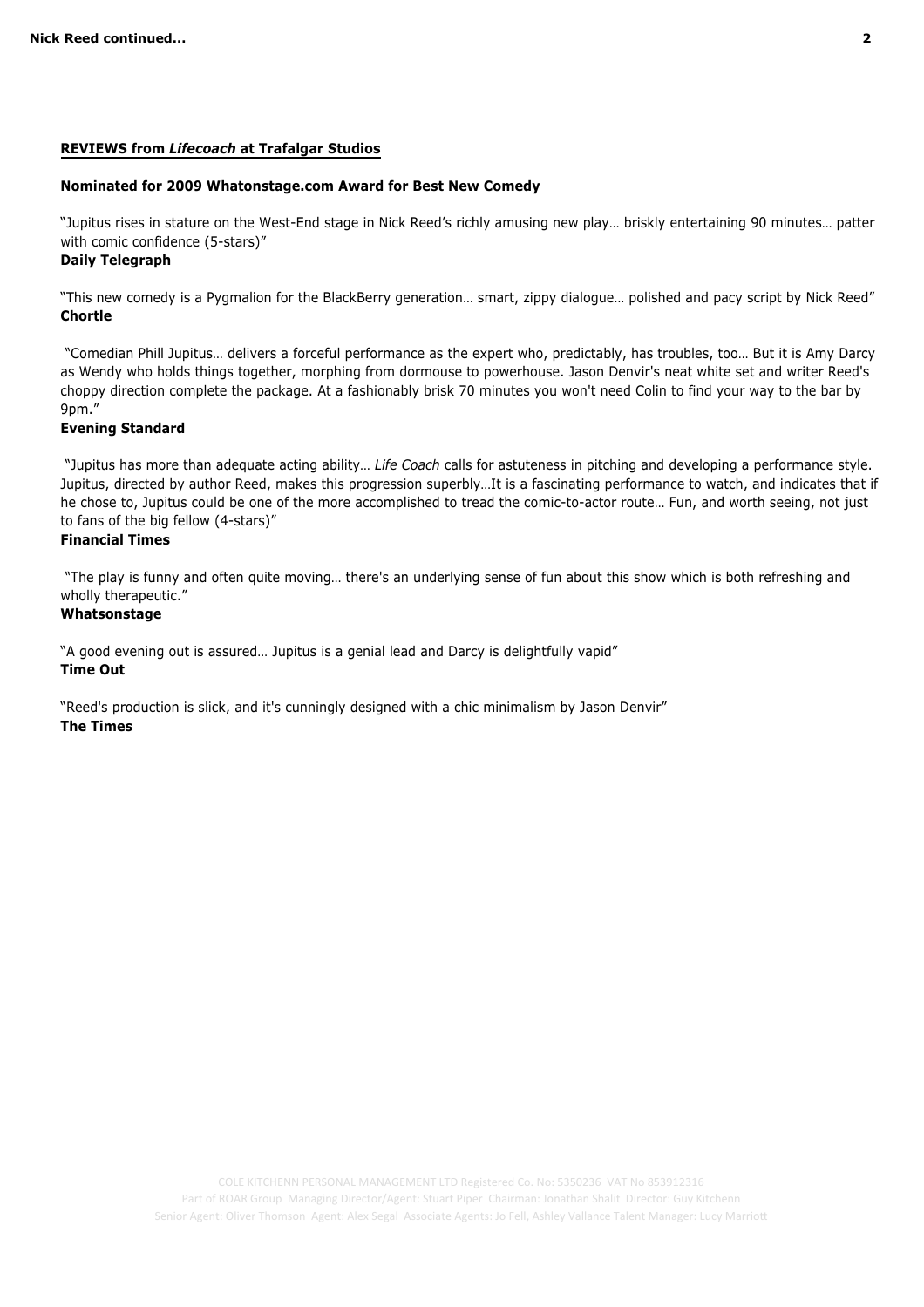**REVIEWS from *Lifecoach* at Trafalgar Studios**

**Nominated for 2009 Whatonstage.com Award for Best New Comedy**

"Jupitus rises in stature on the West-End stage in Nick Reed's richly amusing new play… briskly entertaining 90 minutes… patter with comic confidence (5-stars)"
**Daily Telegraph**

"This new comedy is a Pygmalion for the BlackBerry generation… smart, zippy dialogue… polished and pacy script by Nick Reed"
**Chortle**

"Comedian Phill Jupitus… delivers a forceful performance as the expert who, predictably, has troubles, too… But it is Amy Darcy as Wendy who holds things together, morphing from dormouse to powerhouse. Jason Denvir's neat white set and writer Reed's choppy direction complete the package. At a fashionably brisk 70 minutes you won't need Colin to find your way to the bar by 9pm."
**Evening Standard**

"Jupitus has more than adequate acting ability… *Life Coach* calls for astuteness in pitching and developing a performance style. Jupitus, directed by author Reed, makes this progression superbly…It is a fascinating performance to watch, and indicates that if he chose to, Jupitus could be one of the more accomplished to tread the comic-to-actor route… Fun, and worth seeing, not just to fans of the big fellow (4-stars)"
**Financial Times**

"The play is funny and often quite moving… there's an underlying sense of fun about this show which is both refreshing and wholly therapeutic."
**Whatsonstage**

"A good evening out is assured… Jupitus is a genial lead and Darcy is delightfully vapid"
**Time Out**

"Reed's production is slick, and it's cunningly designed with a chic minimalism by Jason Denvir"
**The Times**